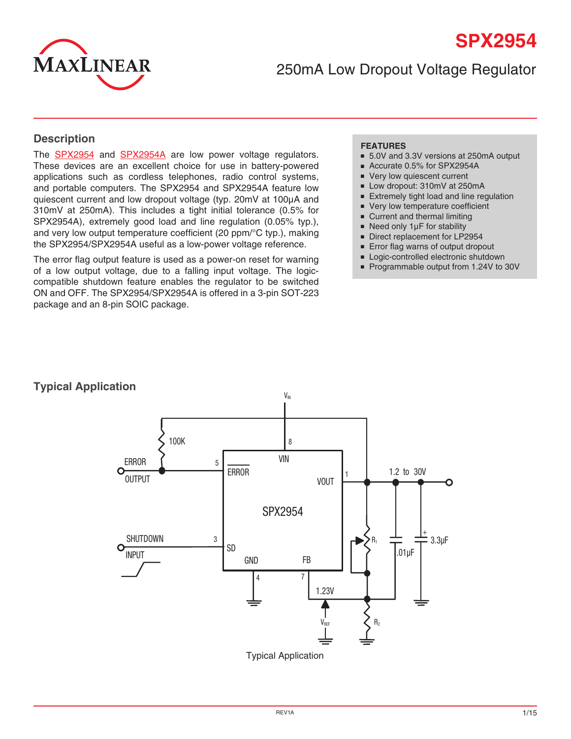# SPX2954

## 250mA Low Dropout Voltage Regulator

## Description

The SPX2954 and SPX2954A are low power voltage regulators. These devices are an excellent choice for use in battery-powered applications such as cordless telephones, radio control systems, and portable computers. The SPX2954 and SPX2954A feature low quiescent current and low dropout voltage (typ. 20mV at 100µA and 310mV at 250mA). This includes a tight initial tolerance (0.5% for SPX2954A), extremely good load and line regulation (0.05% typ.), and very low output temperature coefficient (20 ppm/°C typ.), making the SPX2954/SPX2954A useful as a low-power voltage reference.

The error flag output feature is used as a power-on reset for warning of a low output voltage, due to a falling input voltage. The logic-compatible shutdown feature enables the regulator to be switched ON and OFF. The SPX2954/SPX2954A is offered in a 3-pin SOT-223 package and an 8-pin SOIC package.

### FEATURES

- 5.0V and 3.3V versions at 250mA output
- Accurate 0.5% for SPX2954A
- Very low quiescent current
- Low dropout: 310mV at 250mA
- Extremely tight load and line regulation
- Very low temperature coefficient
- Current and thermal limiting
- Need only 1µF for stability
- Direct replacement for LP2954
- Error flag warns of output dropout
- Logic-controlled electronic shutdown
- Programmable output from 1.24V to 30V

## Typical Application

Typical Application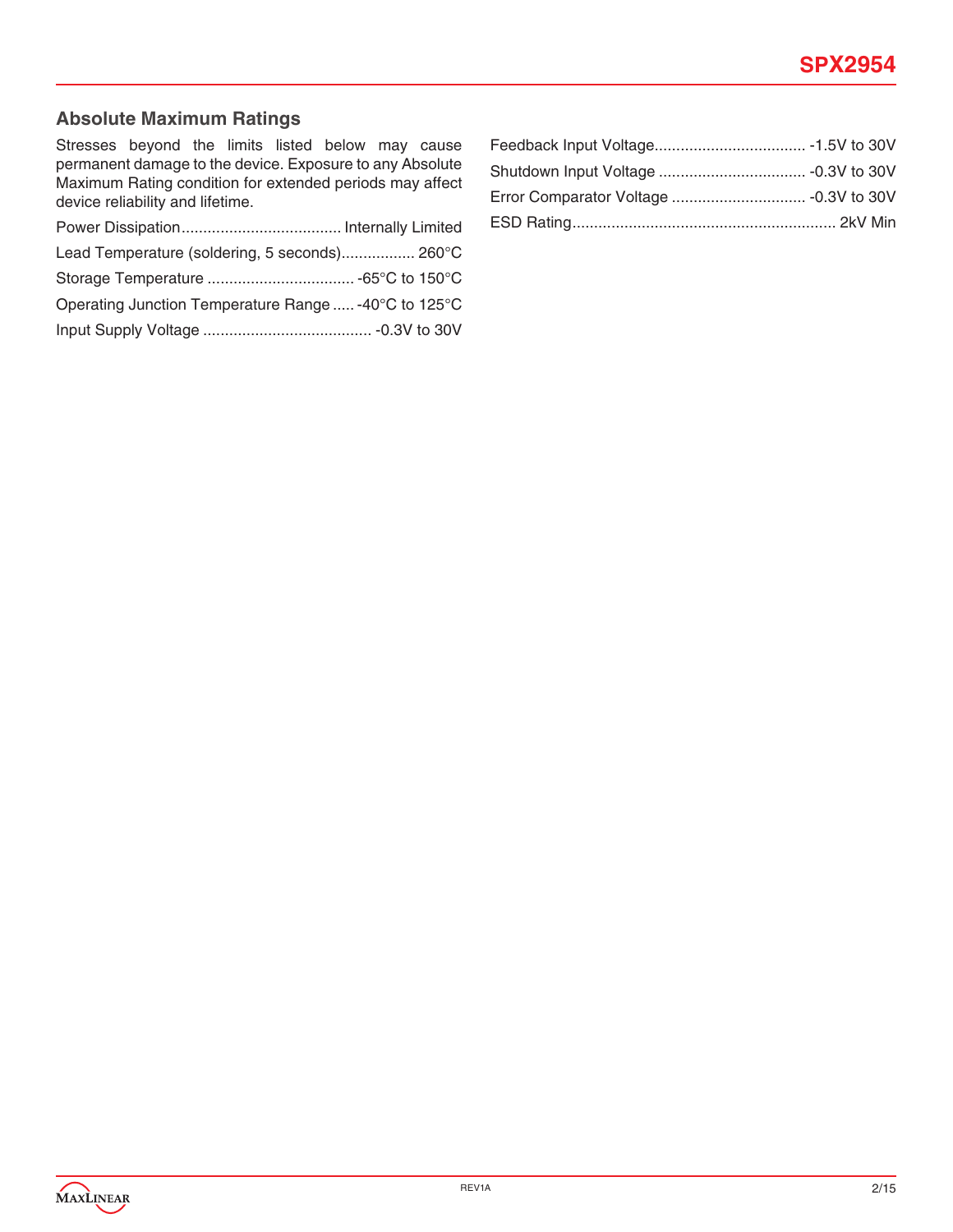## Absolute Maximum Ratings

Stresses beyond the limits listed below may cause permanent damage to the device. Exposure to any Absolute Maximum Rating condition for extended periods may affect device reliability and lifetime.

Power Dissipation.................................... Internally Limited

Lead Temperature (soldering, 5 seconds)................. 260°C

Storage Temperature .................................. -65°C to 150°C

Operating Junction Temperature Range ..... -40°C to 125°C

Input Supply Voltage ....................................... -0.3V to 30V

Feedback Input Voltage.................................. -1.5V to 30V

Shutdown Input Voltage .................................. -0.3V to 30V

Error Comparator Voltage ............................... -0.3V to 30V

ESD Rating............................................................ 2kV Min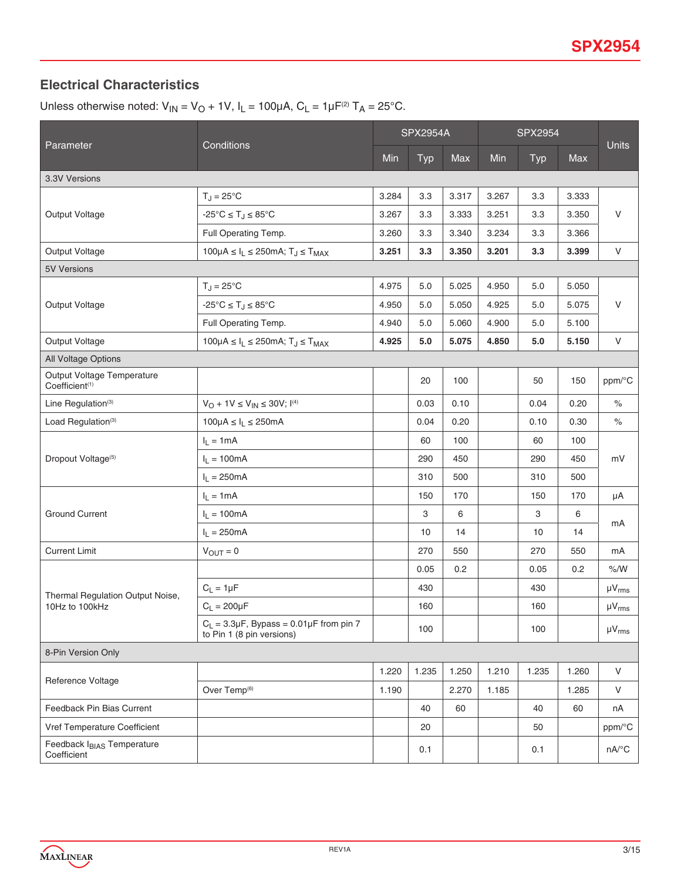## Electrical Characteristics

Unless otherwise noted: $V_{IN} = V_O + 1V$, $I_L = 100\mu A$, $C_L = 1\mu F$[2] $T_A = 25°C$.

| Parameter | Conditions | SPX2954A | | | SPX2954 | | | Units |
|---|---|---|---|---|---|---|---|---|
| | | Min | Typ | Max | Min | Typ | Max | |
| **3.3V Versions** | | | | | | | | |
| Output Voltage | $T_J = 25°C$ | 3.284 | 3.3 | 3.317 | 3.267 | 3.3 | 3.333 | V |
| | $-25°C \le T_J \le 85°C$ | 3.267 | 3.3 | 3.333 | 3.251 | 3.3 | 3.350 | V |
| | Full Operating Temp. | 3.260 | 3.3 | 3.340 | 3.234 | 3.3 | 3.366 | V |
| Output Voltage | $100\mu A \le I_L \le 250mA$; $T_J \le T_{MAX}$ | **3.251** | **3.3** | **3.350** | **3.201** | **3.3** | **3.399** | V |
| **5V Versions** | | | | | | | | |
| Output Voltage | $T_J = 25°C$ | 4.975 | 5.0 | 5.025 | 4.950 | 5.0 | 5.050 | V |
| | $-25°C \le T_J \le 85°C$ | 4.950 | 5.0 | 5.050 | 4.925 | 5.0 | 5.075 | V |
| | Full Operating Temp. | 4.940 | 5.0 | 5.060 | 4.900 | 5.0 | 5.100 | V |
| Output Voltage | $100\mu A \le I_L \le 250mA$; $T_J \le T_{MAX}$ | **4.925** | **5.0** | **5.075** | **4.850** | **5.0** | **5.150** | V |
| **All Voltage Options** | | | | | | | | |
| Output Voltage Temperature Coefficient[1] | | | 20 | 100 | | 50 | 150 | ppm/°C |
| Line Regulation[3] | $V_O + 1V \le V_{IN} \le 30V$; I[4] | | 0.03 | 0.10 | | 0.04 | 0.20 | % |
| Load Regulation[3] | $100\mu A \le I_L \le 250mA$ | | 0.04 | 0.20 | | 0.10 | 0.30 | % |
| Dropout Voltage[5] | $I_L = 1mA$ | | 60 | 100 | | 60 | 100 | mV |
| | $I_L = 100mA$ | | 290 | 450 | | 290 | 450 | mV |
| | $I_L = 250mA$ | | 310 | 500 | | 310 | 500 | mV |
| Ground Current | $I_L = 1mA$ | | 150 | 170 | | 150 | 170 | µA |
| | $I_L = 100mA$ | | 3 | 6 | | 3 | 6 | mA |
| | $I_L = 250mA$ | | 10 | 14 | | 10 | 14 | mA |
| Current Limit | $V_{OUT} = 0$ | | 270 | 550 | | 270 | 550 | mA |
| Thermal Regulation Output Noise, 10Hz to 100kHz | | | 0.05 | 0.2 | | 0.05 | 0.2 | %/W |
| | $C_L = 1\mu F$ | | 430 | | | 430 | | $\mu V_{rms}$ |
| | $C_L = 200\mu F$ | | 160 | | | 160 | | $\mu V_{rms}$ |
| | $C_L = 3.3\mu F$, Bypass = 0.01µF from pin 7 to Pin 1 (8 pin versions) | | 100 | | | 100 | | $\mu V_{rms}$ |
| **8-Pin Version Only** | | | | | | | | |
| Reference Voltage | | 1.220 | 1.235 | 1.250 | 1.210 | 1.235 | 1.260 | V |
| | Over Temp[6] | 1.190 | | 2.270 | 1.185 | | 1.285 | V |
| Feedback Pin Bias Current | | | 40 | 60 | | 40 | 60 | nA |
| Vref Temperature Coefficient | | | 20 | | | 50 | | ppm/°C |
| Feedback $I_{BIAS}$ Temperature Coefficient | | | 0.1 | | | 0.1 | | nA/°C |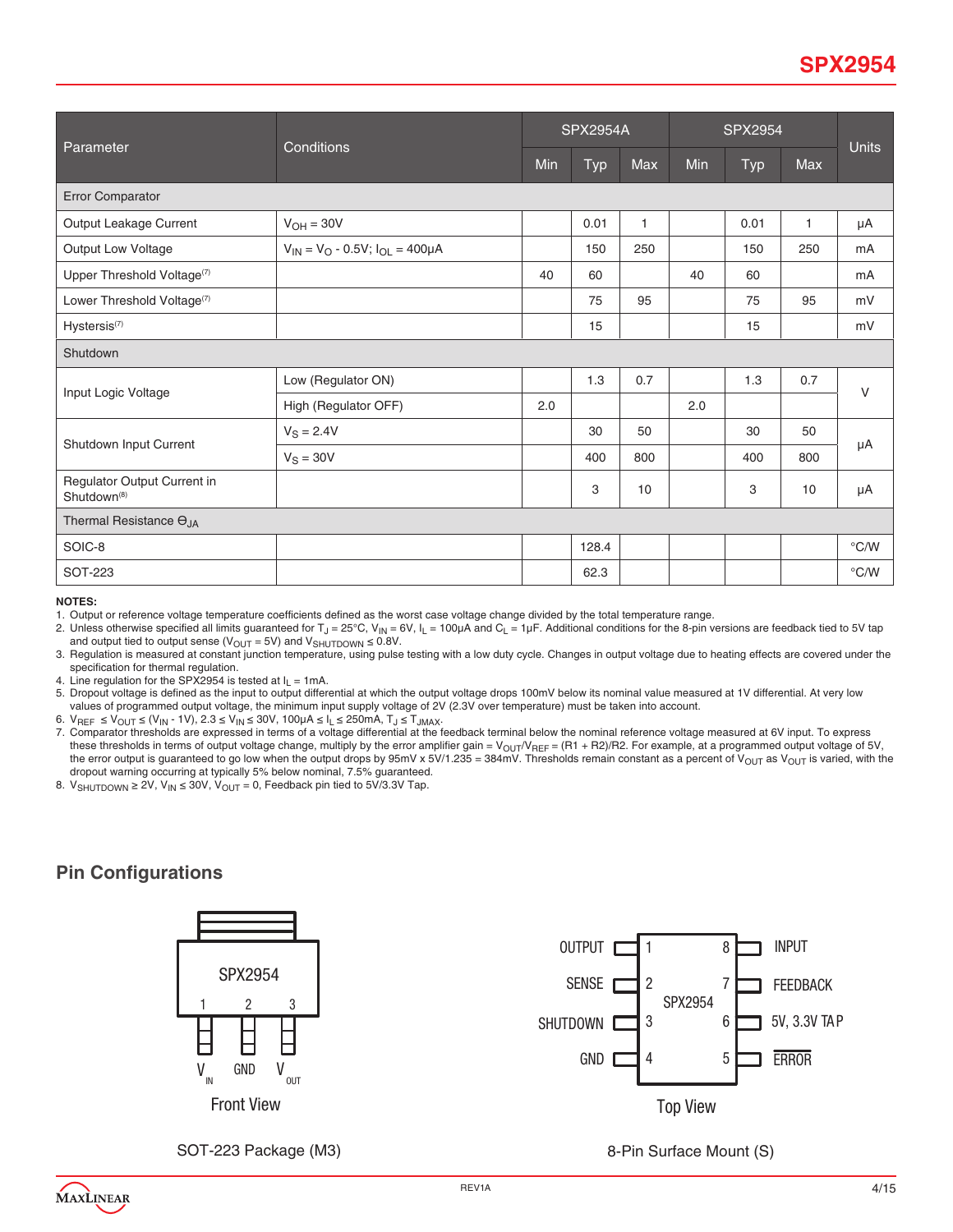| Parameter | Conditions | SPX2954A | | | SPX2954 | | | Units |
|---|---|---|---|---|---|---|---|---|
| | | Min | Typ | Max | Min | Typ | Max | |
| **Error Comparator** | | | | | | | | |
| Output Leakage Current | $V_{OH}$ = 30V | | 0.01 | 1 | | 0.01 | 1 | µA |
| Output Low Voltage | $V_{IN}$ = $V_O$ - 0.5V; $I_{OL}$ = 400µA | | 150 | 250 | | 150 | 250 | mA |
| Upper Threshold Voltage[7] | | 40 | 60 | | 40 | 60 | | mA |
| Lower Threshold Voltage[7] | | | 75 | 95 | | 75 | 95 | mV |
| Hysteresis[7] | | | 15 | | | 15 | | mV |
| **Shutdown** | | | | | | | | |
| Input Logic Voltage | Low (Regulator ON) | | 1.3 | 0.7 | | 1.3 | 0.7 | V |
| | High (Regulator OFF) | 2.0 | | | 2.0 | | | |
| Shutdown Input Current | $V_S$ = 2.4V | | 30 | 50 | | 30 | 50 | µA |
| | $V_S$ = 30V | | 400 | 800 | | 400 | 800 | |
| Regulator Output Current in Shutdown[8] | | | 3 | 10 | | 3 | 10 | µA |
| **Thermal Resistance $\Theta_{JA}$** | | | | | | | | |
| SOIC-8 | | | 128.4 | | | | | °C/W |
| SOT-223 | | | 62.3 | | | | | °C/W |

**NOTES:**

1. Output or reference voltage temperature coefficients defined as the worst case voltage change divided by the total temperature range.
2. Unless otherwise specified all limits guaranteed for $T_J$ = 25°C, $V_{IN}$ = 6V, $I_L$ = 100µA and $C_L$ = 1µF. Additional conditions for the 8-pin versions are feedback tied to 5V tap and output tied to output sense ($V_{OUT}$ = 5V) and $V_{SHUTDOWN}$ ≤ 0.8V.
3. Regulation is measured at constant junction temperature, using pulse testing with a low duty cycle. Changes in output voltage due to heating effects are covered under the specification for thermal regulation.
4. Line regulation for the SPX2954 is tested at $I_L$ = 1mA.
5. Dropout voltage is defined as the input to output differential at which the output voltage drops 100mV below its nominal value measured at 1V differential. At very low values of programmed output voltage, the minimum input supply voltage of 2V (2.3V over temperature) must be taken into account.
6. $V_{REF}$ ≤ $V_{OUT}$ ≤ ($V_{IN}$ - 1V), 2.3 ≤ $V_{IN}$ ≤ 30V, 100µA ≤ $I_L$ ≤ 250mA, $T_J$ ≤ $T_{JMAX}$.
7. Comparator thresholds are expressed in terms of a voltage differential at the feedback terminal below the nominal reference voltage measured at 6V input. To express these thresholds in terms of output voltage change, multiply by the error amplifier gain = $V_{OUT}/V_{REF}$ = (R1 + R2)/R2. For example, at a programmed output voltage of 5V, the error output is guaranteed to go low when the output drops by 95mV x 5V/1.235 = 384mV. Thresholds remain constant as a percent of $V_{OUT}$ as $V_{OUT}$ is varied, with the dropout warning occurring at typically 5% below nominal, 7.5% guaranteed.
8. $V_{SHUTDOWN}$ ≥ 2V, $V_{IN}$ ≤ 30V, $V_{OUT}$ = 0, Feedback pin tied to 5V/3.3V Tap.

## Pin Configurations

SPX2954

1 2 3

$V_{IN}$ GND $V_{OUT}$

Front View

SOT-223 Package (M3)

| Pin | Name | Pin | Name |
|---|---|---|---|
| 1 | OUTPUT | 8 | INPUT |
| 2 | SENSE | 7 | FEEDBACK |
| 3 | SHUTDOWN | 6 | 5V, 3.3V TAP |
| 4 | GND | 5 | $\overline{\text{ERROR}}$ |

SPX2954

Top View

8-Pin Surface Mount (S)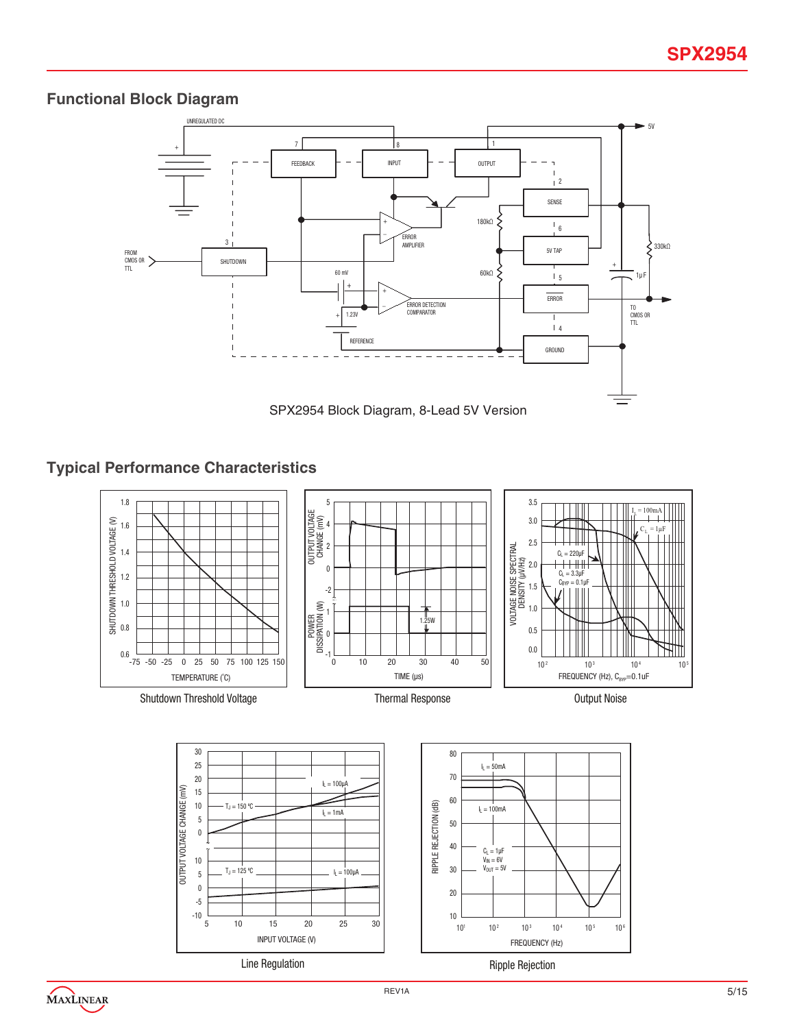## Functional Block Diagram

SPX2954 Block Diagram, 8-Lead 5V Version

## Typical Performance Characteristics

Shutdown Threshold Voltage

Thermal Response

Output Noise

Line Regulation

Ripple Rejection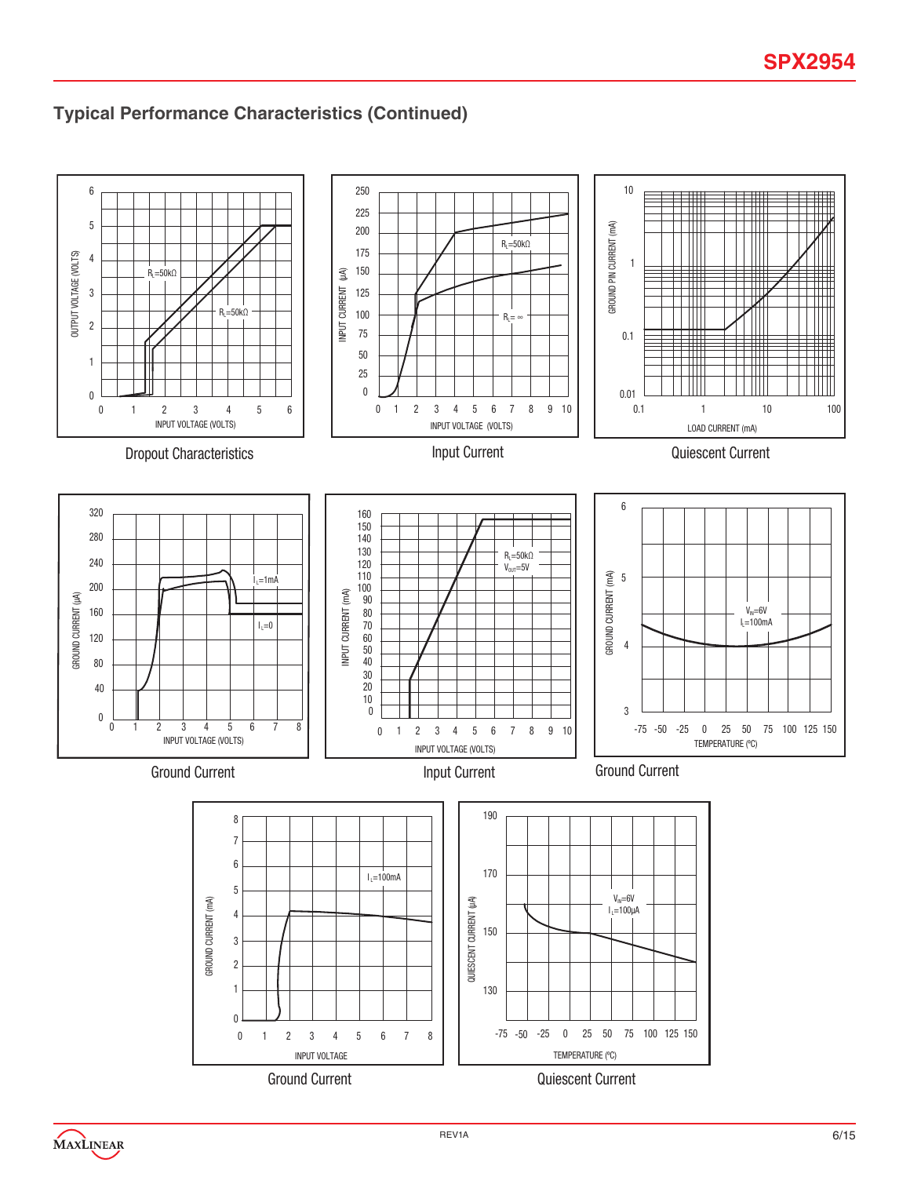## Typical Performance Characteristics (Continued)

Dropout Characteristics

Input Current

Quiescent Current

Ground Current

Input Current

Ground Current

Ground Current

Quiescent Current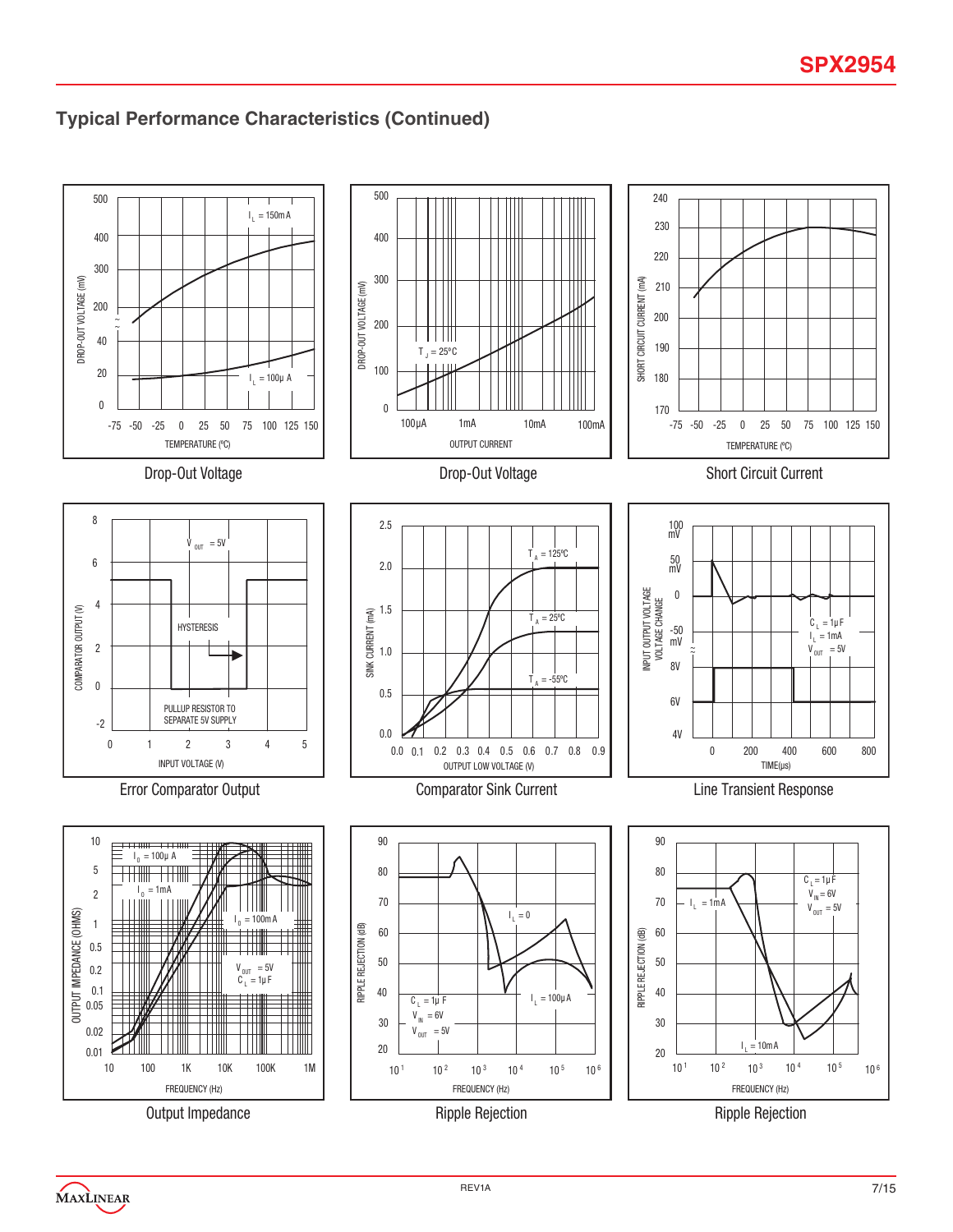## Typical Performance Characteristics (Continued)

Drop-Out Voltage

Drop-Out Voltage

Short Circuit Current

Error Comparator Output

Comparator Sink Current

Line Transient Response

Output Impedance

Ripple Rejection

Ripple Rejection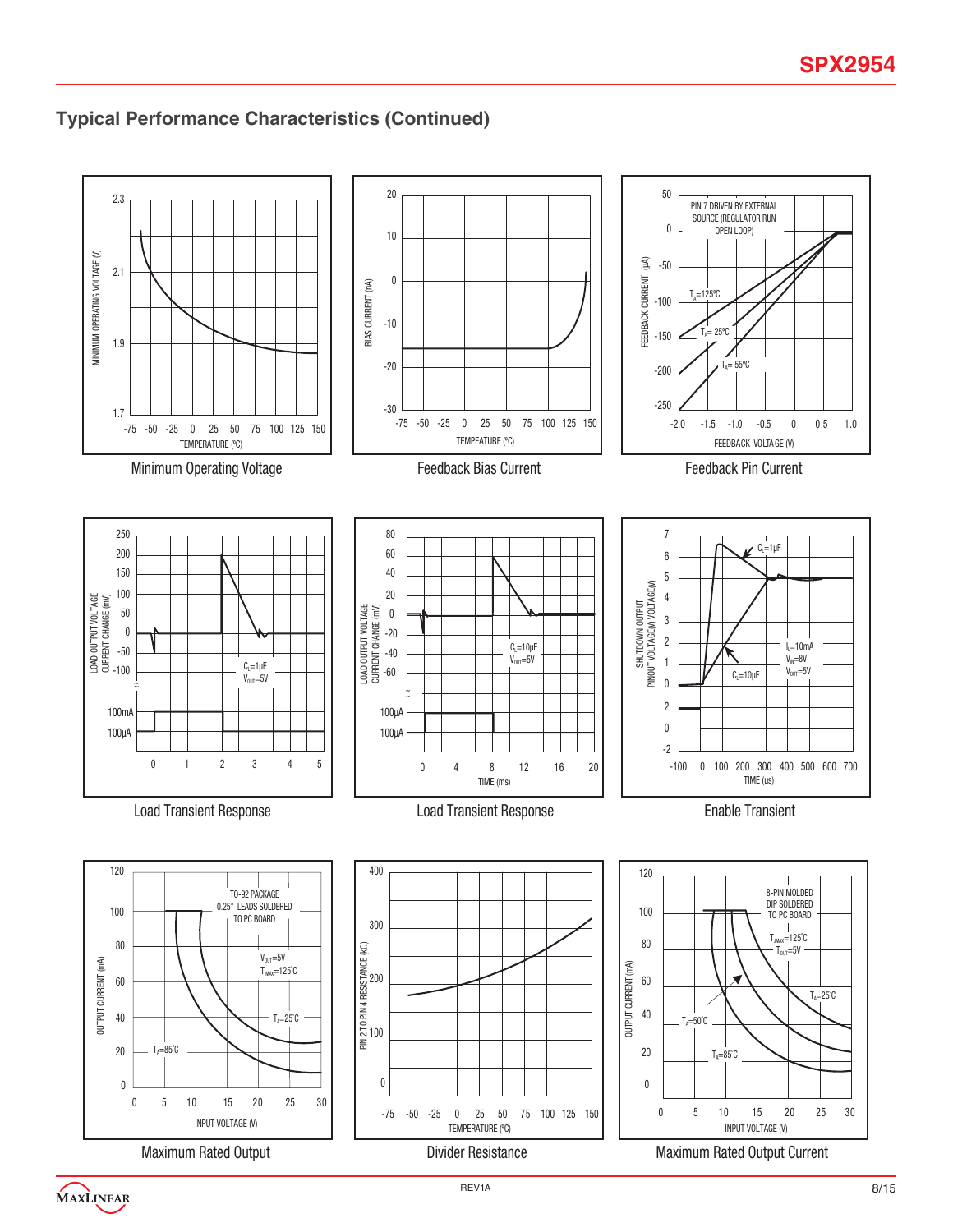## Typical Performance Characteristics (Continued)

Minimum Operating Voltage

Feedback Bias Current

Feedback Pin Current

Load Transient Response

Load Transient Response

Enable Transient

Maximum Rated Output

Divider Resistance

Maximum Rated Output Current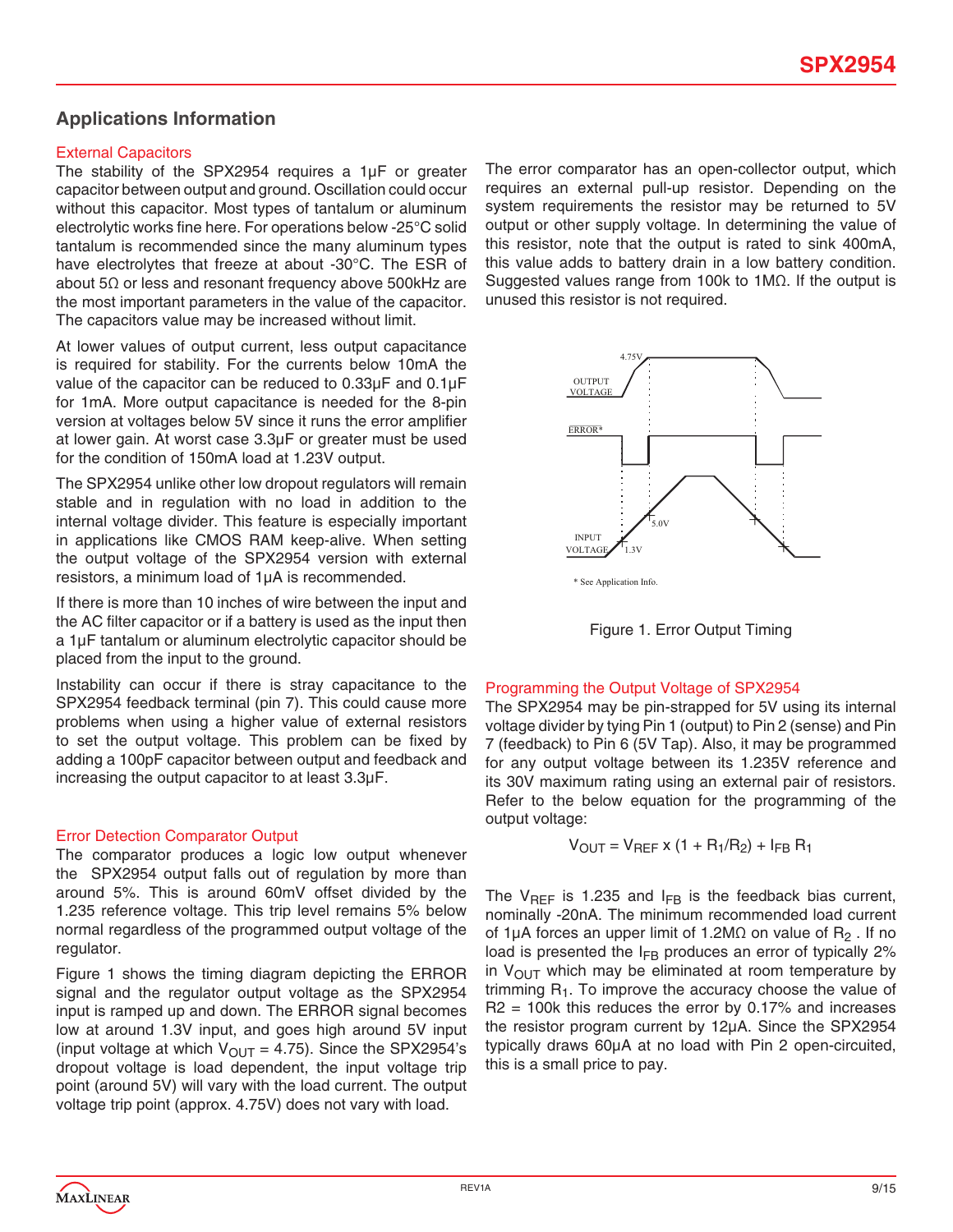## Applications Information

### External Capacitors

The stability of the SPX2954 requires a 1µF or greater capacitor between output and ground. Oscillation could occur without this capacitor. Most types of tantalum or aluminum electrolytic works fine here. For operations below -25°C solid tantalum is recommended since the many aluminum types have electrolytes that freeze at about -30°C. The ESR of about 5Ω or less and resonant frequency above 500kHz are the most important parameters in the value of the capacitor. The capacitors value may be increased without limit.

At lower values of output current, less output capacitance is required for stability. For the currents below 10mA the value of the capacitor can be reduced to 0.33µF and 0.1µF for 1mA. More output capacitance is needed for the 8-pin version at voltages below 5V since it runs the error amplifier at lower gain. At worst case 3.3µF or greater must be used for the condition of 150mA load at 1.23V output.

The SPX2954 unlike other low dropout regulators will remain stable and in regulation with no load in addition to the internal voltage divider. This feature is especially important in applications like CMOS RAM keep-alive. When setting the output voltage of the SPX2954 version with external resistors, a minimum load of 1µA is recommended.

If there is more than 10 inches of wire between the input and the AC filter capacitor or if a battery is used as the input then a 1µF tantalum or aluminum electrolytic capacitor should be placed from the input to the ground.

Instability can occur if there is stray capacitance to the SPX2954 feedback terminal (pin 7). This could cause more problems when using a higher value of external resistors to set the output voltage. This problem can be fixed by adding a 100pF capacitor between output and feedback and increasing the output capacitor to at least 3.3µF.

### Error Detection Comparator Output

The comparator produces a logic low output whenever the SPX2954 output falls out of regulation by more than around 5%. This is around 60mV offset divided by the 1.235 reference voltage. This trip level remains 5% below normal regardless of the programmed output voltage of the regulator.

Figure 1 shows the timing diagram depicting the ERROR signal and the regulator output voltage as the SPX2954 input is ramped up and down. The ERROR signal becomes low at around 1.3V input, and goes high around 5V input (input voltage at which $V_{OUT}$ = 4.75). Since the SPX2954's dropout voltage is load dependent, the input voltage trip point (around 5V) will vary with the load current. The output voltage trip point (approx. 4.75V) does not vary with load.

The error comparator has an open-collector output, which requires an external pull-up resistor. Depending on the system requirements the resistor may be returned to 5V output or other supply voltage. In determining the value of this resistor, note that the output is rated to sink 400mA, this value adds to battery drain in a low battery condition. Suggested values range from 100k to 1MΩ. If the output is unused this resistor is not required.

OUTPUT VOLTAGE 4.75V

ERROR*

INPUT VOLTAGE 1.3V 5.0V

* See Application Info.

Figure 1. Error Output Timing

### Programming the Output Voltage of SPX2954

The SPX2954 may be pin-strapped for 5V using its internal voltage divider by tying Pin 1 (output) to Pin 2 (sense) and Pin 7 (feedback) to Pin 6 (5V Tap). Also, it may be programmed for any output voltage between its 1.235V reference and its 30V maximum rating using an external pair of resistors. Refer to the below equation for the programming of the output voltage:

$$V_{OUT} = V_{REF} \times (1 + R_1/R_2) + I_{FB} R_1$$

The $V_{REF}$ is 1.235 and $I_{FB}$ is the feedback bias current, nominally -20nA. The minimum recommended load current of 1µA forces an upper limit of 1.2MΩ on value of $R_2$. If no load is presented the $I_{FB}$ produces an error of typically 2% in $V_{OUT}$ which may be eliminated at room temperature by trimming $R_1$. To improve the accuracy choose the value of R2 = 100k this reduces the error by 0.17% and increases the resistor program current by 12µA. Since the SPX2954 typically draws 60µA at no load with Pin 2 open-circuited, this is a small price to pay.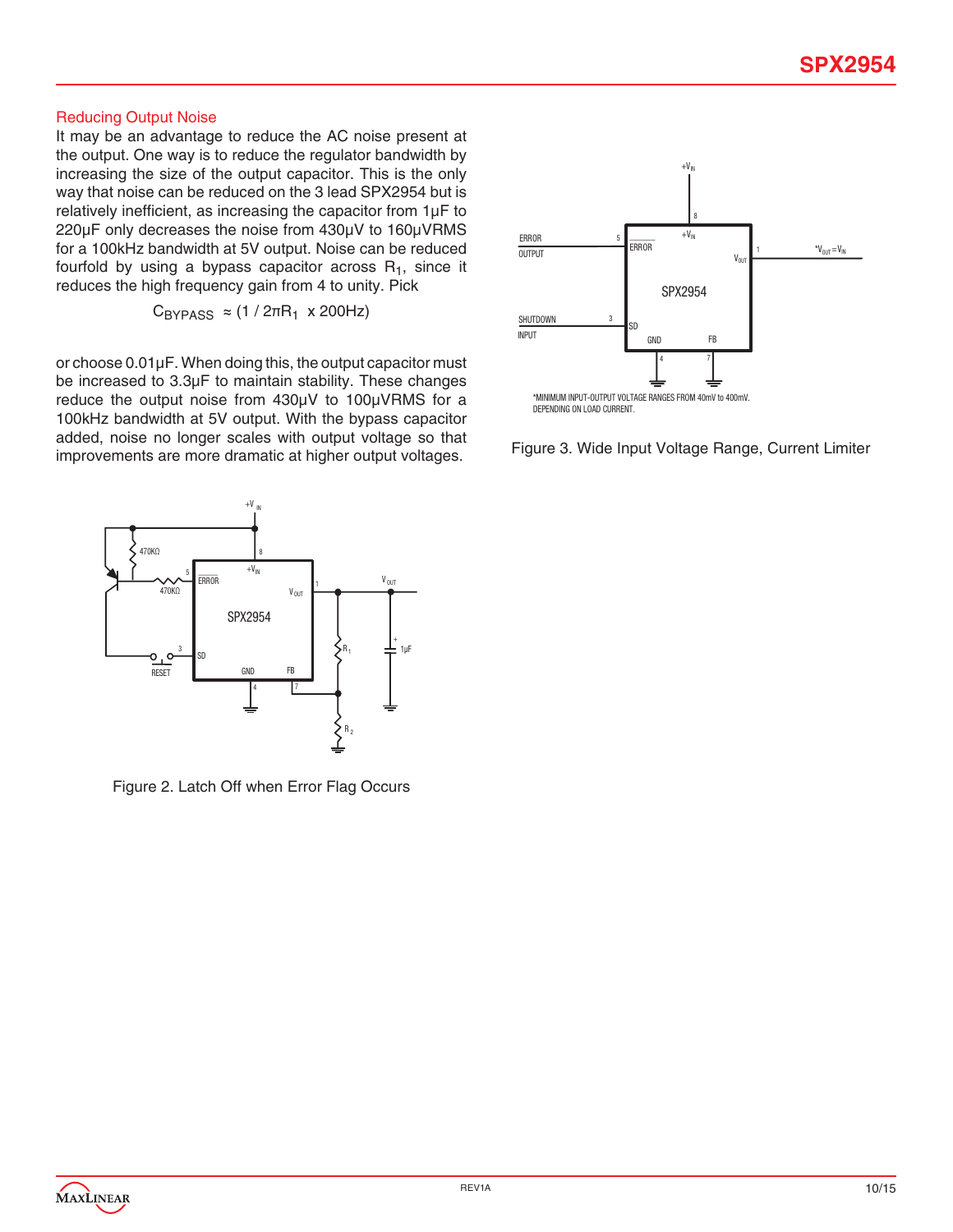### Reducing Output Noise

It may be an advantage to reduce the AC noise present at the output. One way is to reduce the regulator bandwidth by increasing the size of the output capacitor. This is the only way that noise can be reduced on the 3 lead SPX2954 but is relatively inefficient, as increasing the capacitor from 1µF to 220µF only decreases the noise from 430µV to 160µVRMS for a 100kHz bandwidth at 5V output. Noise can be reduced fourfold by using a bypass capacitor across $R_1$, since it reduces the high frequency gain from 4 to unity. Pick

$$C_{BYPASS} \approx (1 / 2\pi R_1 \times 200Hz)$$

or choose 0.01µF. When doing this, the output capacitor must be increased to 3.3µF to maintain stability. These changes reduce the output noise from 430µV to 100µVRMS for a 100kHz bandwidth at 5V output. With the bypass capacitor added, noise no longer scales with output voltage so that improvements are more dramatic at higher output voltages.

Figure 2. Latch Off when Error Flag Occurs

*MINIMUM INPUT-OUTPUT VOLTAGE RANGES FROM 40mV to 400mV. DEPENDING ON LOAD CURRENT.

Figure 3. Wide Input Voltage Range, Current Limiter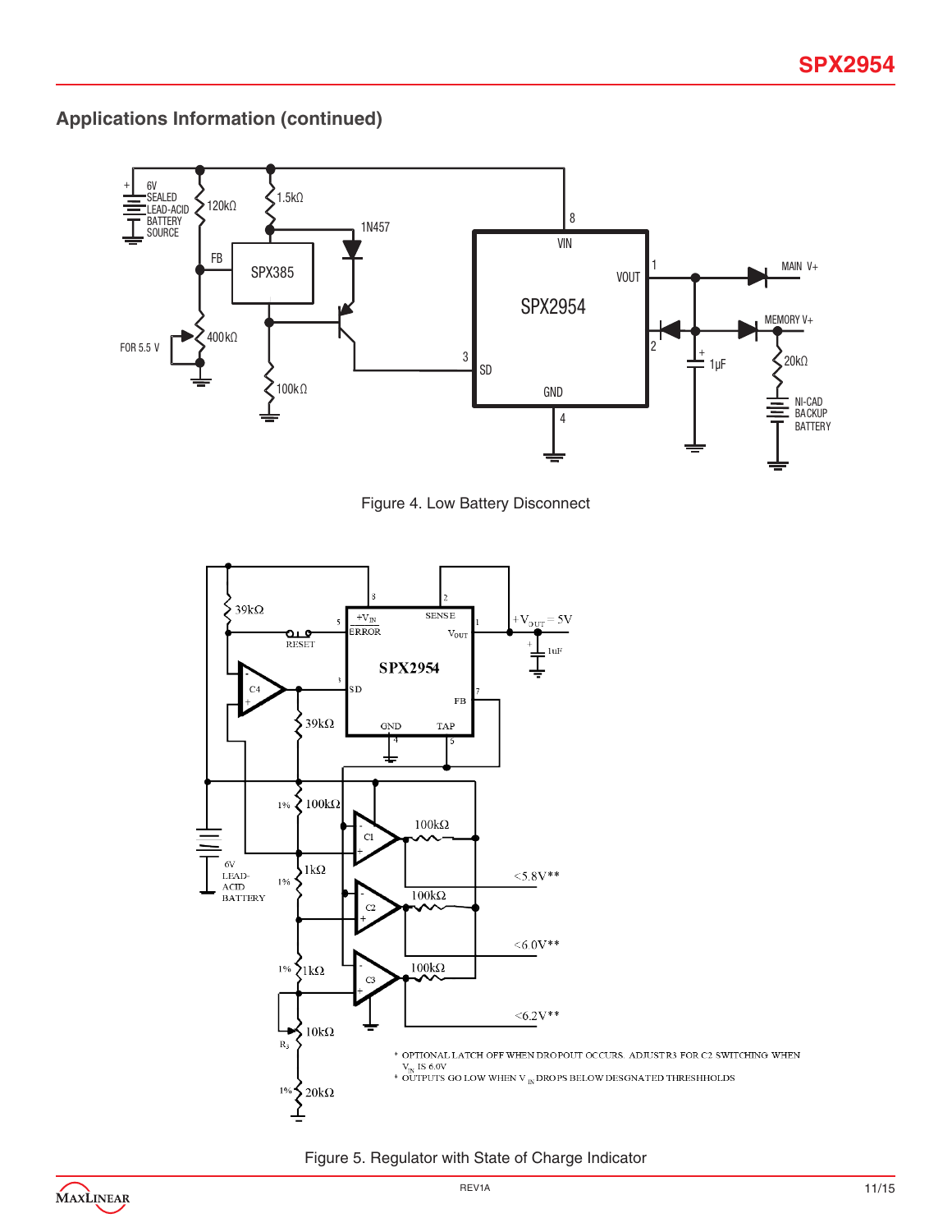## Applications Information (continued)

Figure 4. Low Battery Disconnect

Figure 5. Regulator with State of Charge Indicator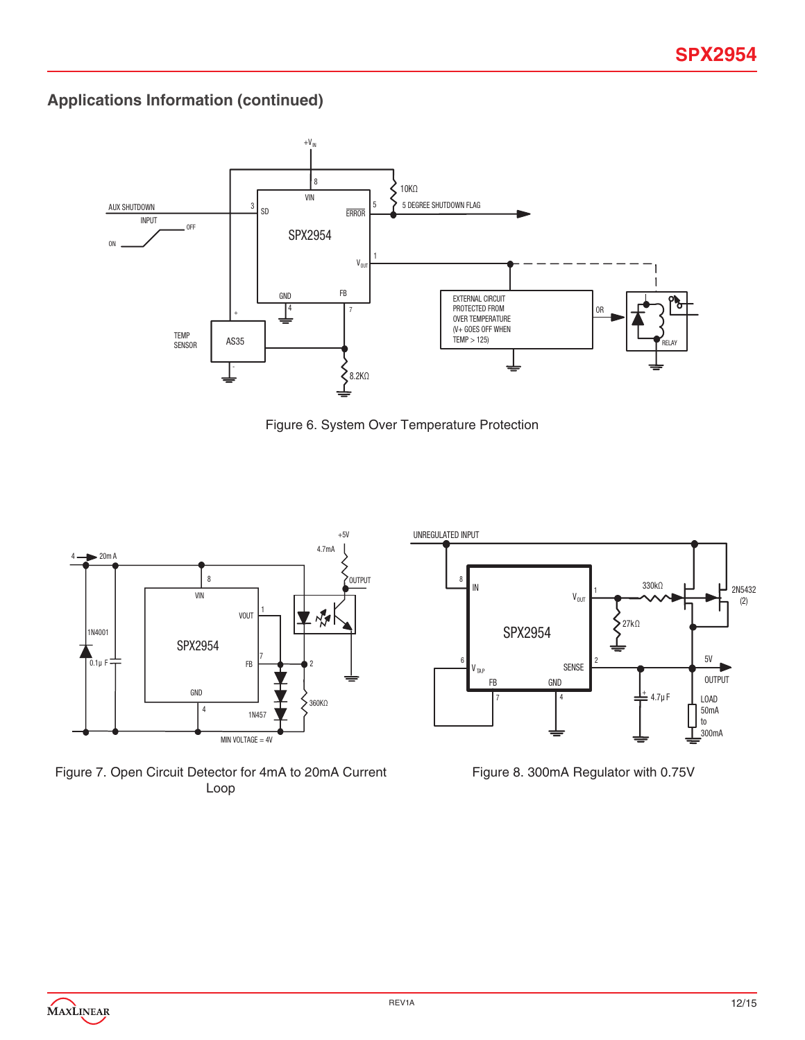## Applications Information (continued)

Figure 6. System Over Temperature Protection

Figure 7. Open Circuit Detector for 4mA to 20mA Current Loop

Figure 8. 300mA Regulator with 0.75V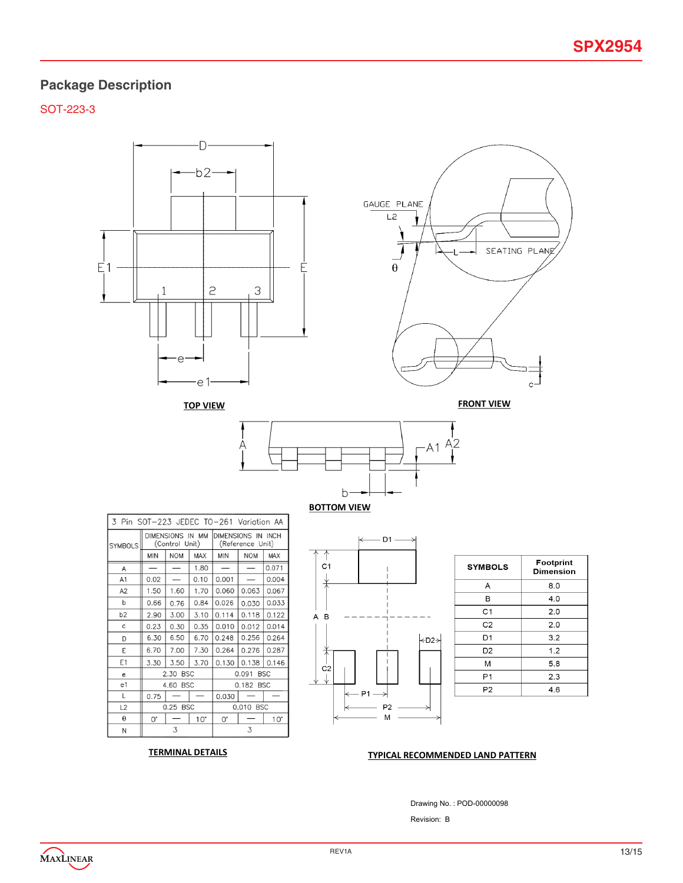## Package Description

SOT-223-3

TOP VIEW

FRONT VIEW

BOTTOM VIEW

| 3 Pin SOT-223 JEDEC TO-261 Variation AA | | | | | | |
|---|---|---|---|---|---|---|
| SYMBOLS | DIMENSIONS IN MM (Control Unit) | | | DIMENSIONS IN INCH (Reference Unit) | | |
| | MIN | NOM | MAX | MIN | NOM | MAX |
| A | — | — | 1.80 | — | — | 0.071 |
| A1 | 0.02 | — | 0.10 | 0.001 | — | 0.004 |
| A2 | 1.50 | 1.60 | 1.70 | 0.060 | 0.063 | 0.067 |
| b | 0.66 | 0.76 | 0.84 | 0.026 | 0.030 | 0.033 |
| b2 | 2.90 | 3.00 | 3.10 | 0.114 | 0.118 | 0.122 |
| c | 0.23 | 0.30 | 0.35 | 0.010 | 0.012 | 0.014 |
| D | 6.30 | 6.50 | 6.70 | 0.248 | 0.256 | 0.264 |
| E | 6.70 | 7.00 | 7.30 | 0.264 | 0.276 | 0.287 |
| E1 | 3.30 | 3.50 | 3.70 | 0.130 | 0.138 | 0.146 |
| e | 2.30 BSC | | | 0.091 BSC | | |
| e1 | 4.60 BSC | | | 0.182 BSC | | |
| L | 0.75 | — | — | 0.030 | — | — |
| L2 | 0.25 BSC | | | 0.010 BSC | | |
| θ | 0° | — | 10° | 0° | — | 10° |
| N | 3 | | | 3 | | |

TERMINAL DETAILS

| SYMBOLS | Footprint Dimension |
|---|---|
| A | 8.0 |
| B | 4.0 |
| C1 | 2.0 |
| C2 | 2.0 |
| D1 | 3.2 |
| D2 | 1.2 |
| M | 5.8 |
| P1 | 2.3 |
| P2 | 4.6 |

TYPICAL RECOMMENDED LAND PATTERN

Drawing No. : POD-00000098

Revision: B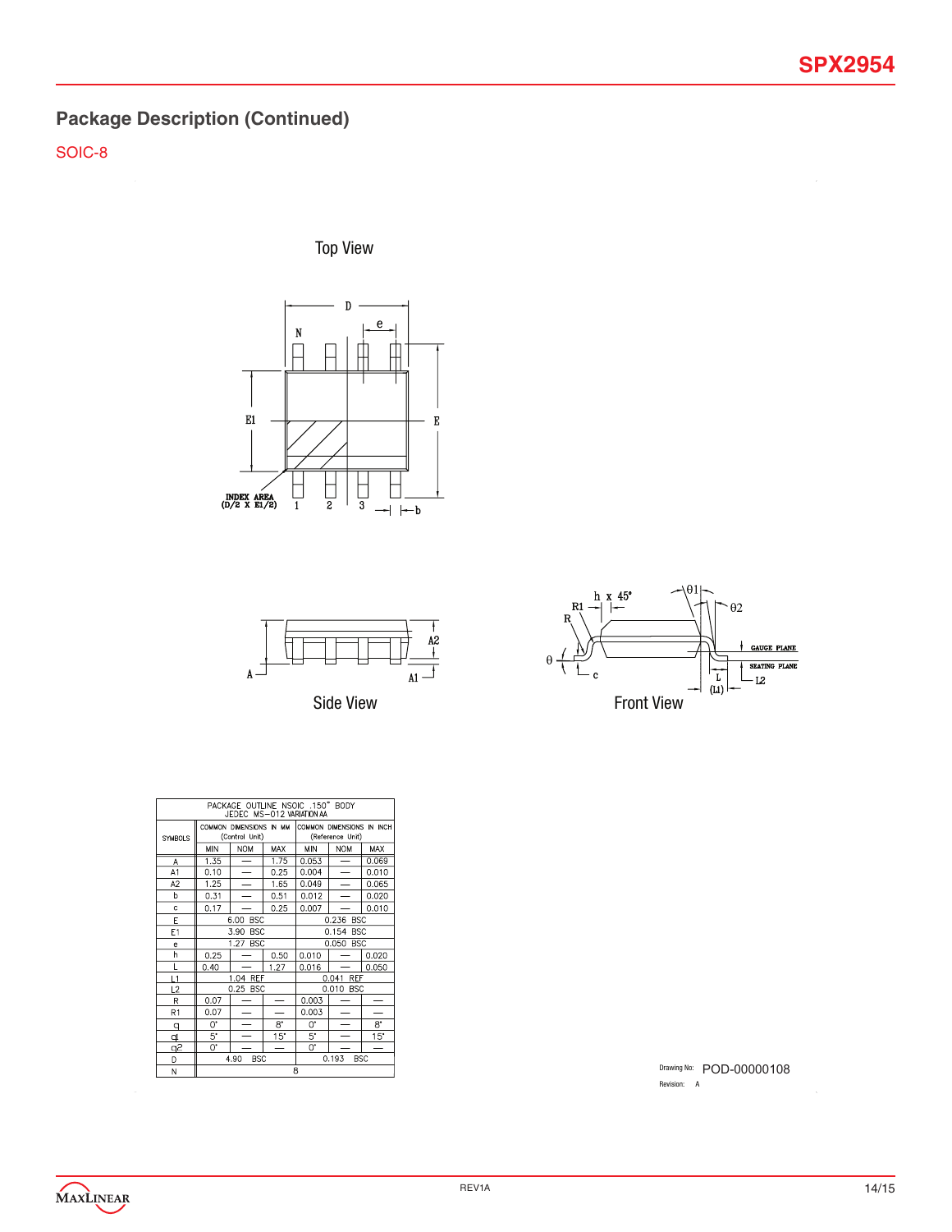## Package Description (Continued)

SOIC-8

Top View

Side View

Front View

| PACKAGE OUTLINE NSOIC .150" BODY JEDEC MS-012 VARIATION AA | | | | | | |
|---|---|---|---|---|---|---|
| SYMBOLS | COMMON DIMENSIONS IN MM (Control Unit) | | | COMMON DIMENSIONS IN INCH (Reference Unit) | | |
| | MIN | NOM | MAX | MIN | NOM | MAX |
| A | 1.35 | — | 1.75 | 0.053 | — | 0.069 |
| A1 | 0.10 | — | 0.25 | 0.004 | — | 0.010 |
| A2 | 1.25 | — | 1.65 | 0.049 | — | 0.065 |
| b | 0.31 | — | 0.51 | 0.012 | — | 0.020 |
| c | 0.17 | — | 0.25 | 0.007 | — | 0.010 |
| E | 6.00 BSC | | | 0.236 BSC | | |
| E1 | 3.90 BSC | | | 0.154 BSC | | |
| e | 1.27 BSC | | | 0.050 BSC | | |
| h | 0.25 | — | 0.50 | 0.010 | — | 0.020 |
| L | 0.40 | — | 1.27 | 0.016 | — | 0.050 |
| L1 | 1.04 REF | | | 0.041 REF | | |
| L2 | 0.25 BSC | | | 0.010 BSC | | |
| R | 0.07 | — | — | 0.003 | — | — |
| R1 | 0.07 | — | — | 0.003 | — | — |
| θ | 0° | — | 8° | 0° | — | 8° |
| θ1 | 5° | — | 15° | 5° | — | 15° |
| θ2 | 0° | — | — | 0° | — | — |
| D | 4.90 BSC | | | 0.193 BSC | | |
| N | 8 | | | | | |

Drawing No: POD-00000108

Revision: A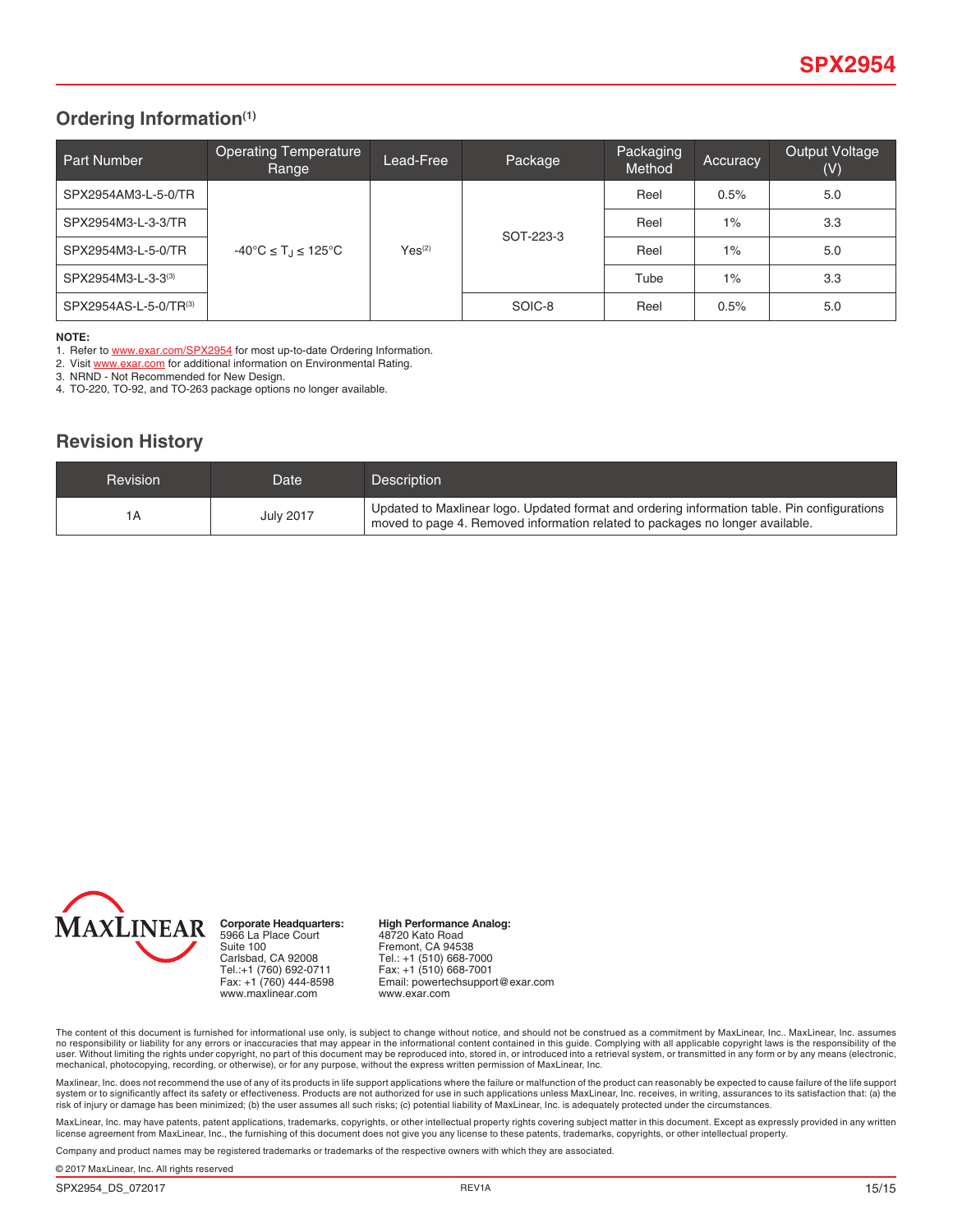## Ordering Information(1)

| Part Number | Operating Temperature Range | Lead-Free | Package | Packaging Method | Accuracy | Output Voltage (V) |
|---|---|---|---|---|---|---|
| SPX2954AM3-L-5-0/TR | $-40°C \leq T_J \leq 125°C$ | Yes(2) | SOT-223-3 | Reel | 0.5% | 5.0 |
| SPX2954M3-L-3-3/TR | | | | Reel | 1% | 3.3 |
| SPX2954M3-L-5-0/TR | | | | Reel | 1% | 5.0 |
| SPX2954M3-L-3-3(3) | | | | Tube | 1% | 3.3 |
| SPX2954AS-L-5-0/TR(3) | | | SOIC-8 | Reel | 0.5% | 5.0 |

**NOTE:**

1. Refer to www.exar.com/SPX2954 for most up-to-date Ordering Information.
2. Visit www.exar.com for additional information on Environmental Rating.
3. NRND - Not Recommended for New Design.
4. TO-220, TO-92, and TO-263 package options no longer available.

## Revision History

| Revision | Date | Description |
|---|---|---|
| 1A | July 2017 | Updated to Maxlinear logo. Updated format and ordering information table. Pin configurations moved to page 4. Removed information related to packages no longer available. |

MAXLINEAR

**Corporate Headquarters:**
5966 La Place Court
Suite 100
Carlsbad, CA 92008
Tel.:+1 (760) 692-0711
Fax: +1 (760) 444-8598
www.maxlinear.com

**High Performance Analog:**
48720 Kato Road
Fremont, CA 94538
Tel.: +1 (510) 668-7000
Fax: +1 (510) 668-7001
Email: powertechsupport@exar.com
www.exar.com

The content of this document is furnished for informational use only, is subject to change without notice, and should not be construed as a commitment by MaxLinear, Inc.. MaxLinear, Inc. assumes no responsibility or liability for any errors or inaccuracies that may appear in the informational content contained in this guide. Complying with all applicable copyright laws is the responsibility of the user. Without limiting the rights under copyright, no part of this document may be reproduced into, stored in, or introduced into a retrieval system, or transmitted in any form or by any means (electronic, mechanical, photocopying, recording, or otherwise), or for any purpose, without the express written permission of MaxLinear, Inc.

Maxlinear, Inc. does not recommend the use of any of its products in life support applications where the failure or malfunction of the product can reasonably be expected to cause failure of the life support system or to significantly affect its safety or effectiveness. Products are not authorized for use in such applications unless MaxLinear, Inc. receives, in writing, assurances to its satisfaction that: (a) the risk of injury or damage has been minimized; (b) the user assumes all such risks; (c) potential liability of MaxLinear, Inc. is adequately protected under the circumstances.

MaxLinear, Inc. may have patents, patent applications, trademarks, copyrights, or other intellectual property rights covering subject matter in this document. Except as expressly provided in any written license agreement from MaxLinear, Inc., the furnishing of this document does not give you any license to these patents, trademarks, copyrights, or other intellectual property.

Company and product names may be registered trademarks or trademarks of the respective owners with which they are associated.

© 2017 MaxLinear, Inc. All rights reserved